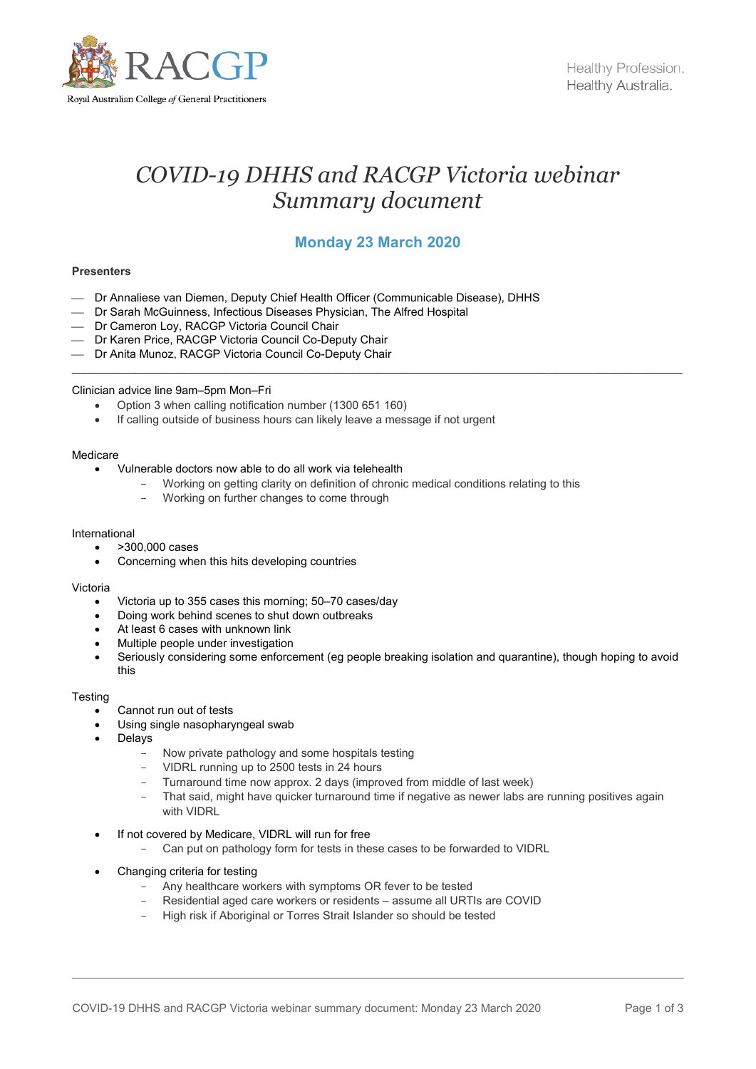# COVID-19 DHHS and RACGP Victoria webinar Summary document

## Monday 23 March 2020

**Presenters**

- Dr Annaliese van Diemen, Deputy Chief Health Officer (Communicable Disease), DHHS
- Dr Sarah McGuinness, Infectious Diseases Physician, The Alfred Hospital
- Dr Cameron Loy, RACGP Victoria Council Chair
- Dr Karen Price, RACGP Victoria Council Co-Deputy Chair
- Dr Anita Munoz, RACGP Victoria Council Co-Deputy Chair

---

Clinician advice line 9am–5pm Mon–Fri

- Option 3 when calling notification number (1300 651 160)
- If calling outside of business hours can likely leave a message if not urgent

Medicare

- Vulnerable doctors now able to do all work via telehealth
  - Working on getting clarity on definition of chronic medical conditions relating to this
  - Working on further changes to come through

International

- >300,000 cases
- Concerning when this hits developing countries

Victoria

- Victoria up to 355 cases this morning; 50–70 cases/day
- Doing work behind scenes to shut down outbreaks
- At least 6 cases with unknown link
- Multiple people under investigation
- Seriously considering some enforcement (eg people breaking isolation and quarantine), though hoping to avoid this

Testing

- Cannot run out of tests
- Using single nasopharyngeal swab
- Delays
  - Now private pathology and some hospitals testing
  - VIDRL running up to 2500 tests in 24 hours
  - Turnaround time now approx. 2 days (improved from middle of last week)
  - That said, might have quicker turnaround time if negative as newer labs are running positives again with VIDRL
- If not covered by Medicare, VIDRL will run for free
  - Can put on pathology form for tests in these cases to be forwarded to VIDRL
- Changing criteria for testing
  - Any healthcare workers with symptoms OR fever to be tested
  - Residential aged care workers or residents – assume all URTIs are COVID
  - High risk if Aboriginal or Torres Strait Islander so should be tested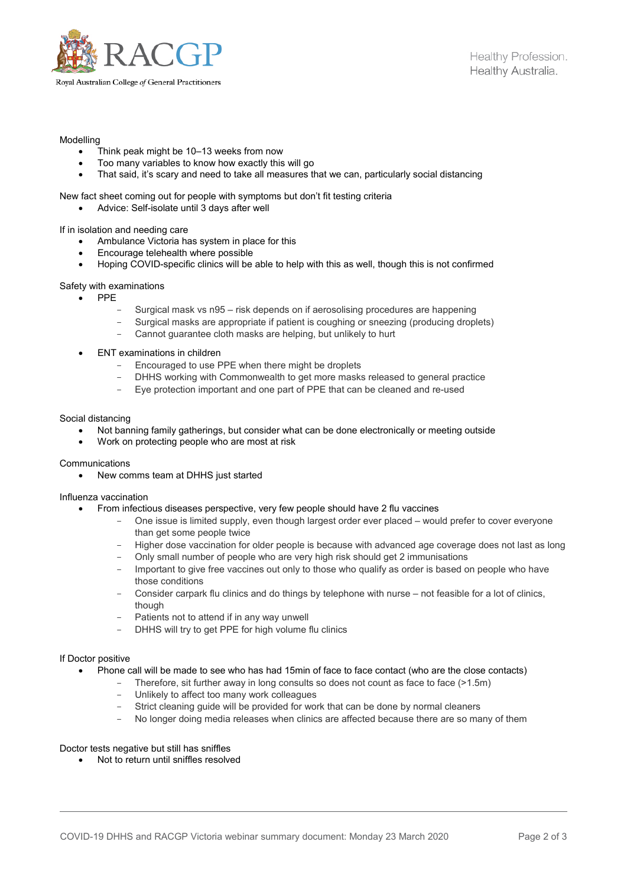Modelling

- Think peak might be 10–13 weeks from now
- Too many variables to know how exactly this will go
- That said, it's scary and need to take all measures that we can, particularly social distancing

New fact sheet coming out for people with symptoms but don't fit testing criteria

- Advice: Self-isolate until 3 days after well

If in isolation and needing care

- Ambulance Victoria has system in place for this
- Encourage telehealth where possible
- Hoping COVID-specific clinics will be able to help with this as well, though this is not confirmed

Safety with examinations

- PPE
  - Surgical mask vs n95 – risk depends on if aerosolising procedures are happening
  - Surgical masks are appropriate if patient is coughing or sneezing (producing droplets)
  - Cannot guarantee cloth masks are helping, but unlikely to hurt
- ENT examinations in children
  - Encouraged to use PPE when there might be droplets
  - DHHS working with Commonwealth to get more masks released to general practice
  - Eye protection important and one part of PPE that can be cleaned and re-used

Social distancing

- Not banning family gatherings, but consider what can be done electronically or meeting outside
- Work on protecting people who are most at risk

Communications

- New comms team at DHHS just started

Influenza vaccination

- From infectious diseases perspective, very few people should have 2 flu vaccines
  - One issue is limited supply, even though largest order ever placed – would prefer to cover everyone than get some people twice
  - Higher dose vaccination for older people is because with advanced age coverage does not last as long
  - Only small number of people who are very high risk should get 2 immunisations
  - Important to give free vaccines out only to those who qualify as order is based on people who have those conditions
  - Consider carpark flu clinics and do things by telephone with nurse – not feasible for a lot of clinics, though
  - Patients not to attend if in any way unwell
  - DHHS will try to get PPE for high volume flu clinics

If Doctor positive

- Phone call will be made to see who has had 15min of face to face contact (who are the close contacts)
  - Therefore, sit further away in long consults so does not count as face to face (>1.5m)
  - Unlikely to affect too many work colleagues
  - Strict cleaning guide will be provided for work that can be done by normal cleaners
  - No longer doing media releases when clinics are affected because there are so many of them

Doctor tests negative but still has sniffles

- Not to return until sniffles resolved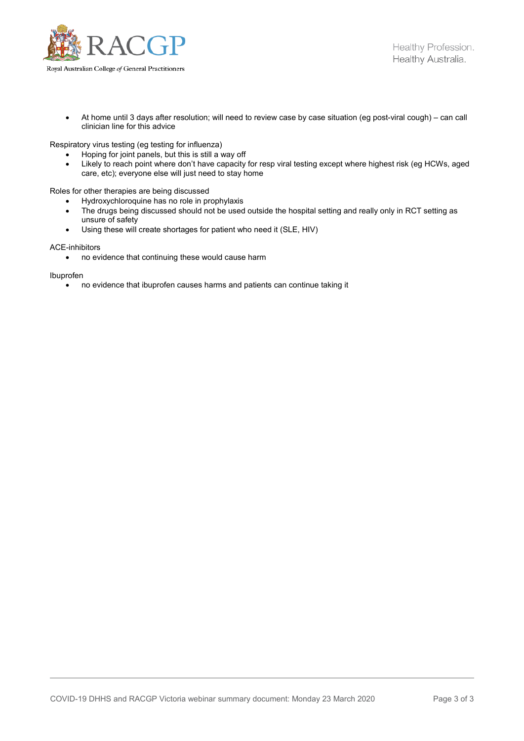- At home until 3 days after resolution; will need to review case by case situation (eg post-viral cough) – can call clinician line for this advice

Respiratory virus testing (eg testing for influenza)

- Hoping for joint panels, but this is still a way off
- Likely to reach point where don't have capacity for resp viral testing except where highest risk (eg HCWs, aged care, etc); everyone else will just need to stay home

Roles for other therapies are being discussed

- Hydroxychloroquine has no role in prophylaxis
- The drugs being discussed should not be used outside the hospital setting and really only in RCT setting as unsure of safety
- Using these will create shortages for patient who need it (SLE, HIV)

ACE-inhibitors

- no evidence that continuing these would cause harm

Ibuprofen

- no evidence that ibuprofen causes harms and patients can continue taking it